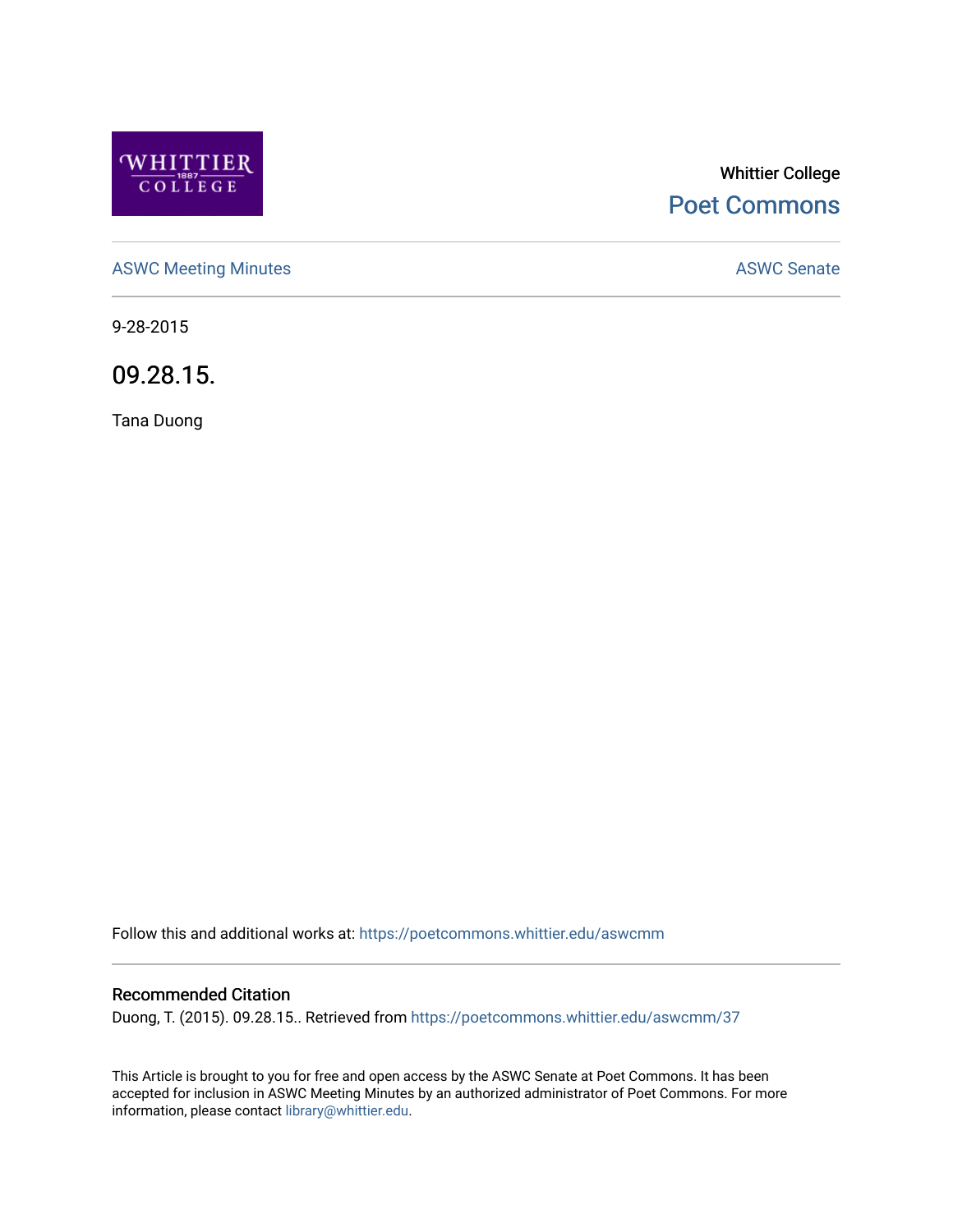Whittier College

Poet Commons

ASWC Meeting Minutes

ASWC Senate

9-28-2015

# 09.28.15.

Tana Duong

Follow this and additional works at: https://poetcommons.whittier.edu/aswcmm

## Recommended Citation

Duong, T. (2015). 09.28.15.. Retrieved from https://poetcommons.whittier.edu/aswcmm/37

This Article is brought to you for free and open access by the ASWC Senate at Poet Commons. It has been accepted for inclusion in ASWC Meeting Minutes by an authorized administrator of Poet Commons. For more information, please contact library@whittier.edu.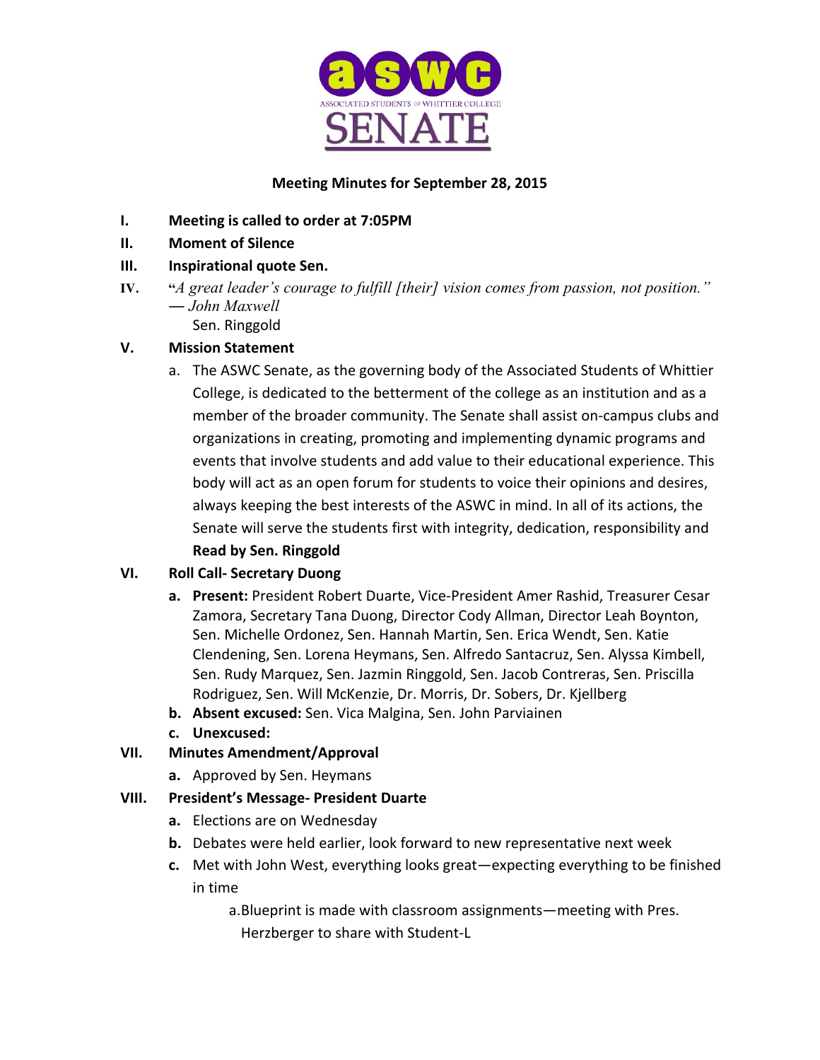ASWC SENATE
ASSOCIATED STUDENTS OF WHITTIER COLLEGE

**Meeting Minutes for September 28, 2015**

I. **Meeting is called to order at 7:05PM**

II. **Moment of Silence**

III. **Inspirational quote Sen.**

IV. "*A great leader's courage to fulfill [their] vision comes from passion, not position.*" — *John Maxwell*
   Sen. Ringgold

V. **Mission Statement**
   a. The ASWC Senate, as the governing body of the Associated Students of Whittier College, is dedicated to the betterment of the college as an institution and as a member of the broader community. The Senate shall assist on-campus clubs and organizations in creating, promoting and implementing dynamic programs and events that involve students and add value to their educational experience. This body will act as an open forum for students to voice their opinions and desires, always keeping the best interests of the ASWC in mind. In all of its actions, the Senate will serve the students first with integrity, dedication, responsibility and
   **Read by Sen. Ringgold**

VI. **Roll Call- Secretary Duong**
   a. **Present:** President Robert Duarte, Vice-President Amer Rashid, Treasurer Cesar Zamora, Secretary Tana Duong, Director Cody Allman, Director Leah Boynton, Sen. Michelle Ordonez, Sen. Hannah Martin, Sen. Erica Wendt, Sen. Katie Clendening, Sen. Lorena Heymans, Sen. Alfredo Santacruz, Sen. Alyssa Kimbell, Sen. Rudy Marquez, Sen. Jazmin Ringgold, Sen. Jacob Contreras, Sen. Priscilla Rodriguez, Sen. Will McKenzie, Dr. Morris, Dr. Sobers, Dr. Kjellberg
   b. **Absent excused:** Sen. Vica Malgina, Sen. John Parviainen
   c. **Unexcused:**

VII. **Minutes Amendment/Approval**
   a. Approved by Sen. Heymans

VIII. **President's Message- President Duarte**
   a. Elections are on Wednesday
   b. Debates were held earlier, look forward to new representative next week
   c. Met with John West, everything looks great—expecting everything to be finished in time
      a. Blueprint is made with classroom assignments—meeting with Pres. Herzberger to share with Student-L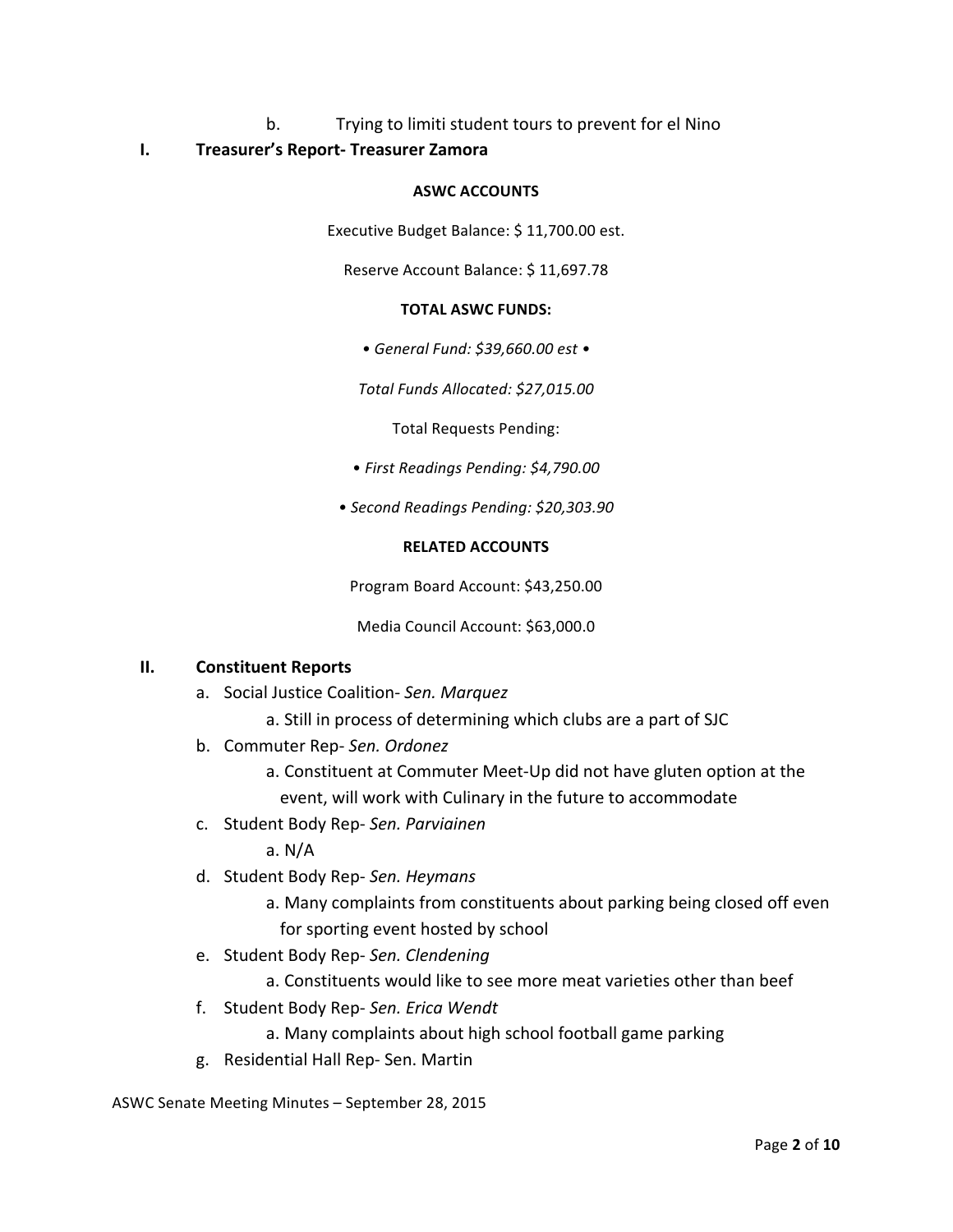b. Trying to limiti student tours to prevent for el Nino

## I. Treasurer's Report- Treasurer Zamora

**ASWC ACCOUNTS**

Executive Budget Balance: $ 11,700.00 est.

Reserve Account Balance: $ 11,697.78

**TOTAL ASWC FUNDS:**

• *General Fund: $39,660.00 est* •

*Total Funds Allocated: $27,015.00*

Total Requests Pending:

• *First Readings Pending: $4,790.00*

• *Second Readings Pending: $20,303.90*

**RELATED ACCOUNTS**

Program Board Account: $43,250.00

Media Council Account: $63,000.0

## II. Constituent Reports

a. Social Justice Coalition- *Sen. Marquez*
   - a. Still in process of determining which clubs are a part of SJC

b. Commuter Rep- *Sen. Ordonez*
   - a. Constituent at Commuter Meet-Up did not have gluten option at the event, will work with Culinary in the future to accommodate

c. Student Body Rep- *Sen. Parviainen*
   - a. N/A

d. Student Body Rep- *Sen. Heymans*
   - a. Many complaints from constituents about parking being closed off even for sporting event hosted by school

e. Student Body Rep- *Sen. Clendening*
   - a. Constituents would like to see more meat varieties other than beef

f. Student Body Rep- *Sen. Erica Wendt*
   - a. Many complaints about high school football game parking

g. Residential Hall Rep- Sen. Martin

ASWC Senate Meeting Minutes – September 28, 2015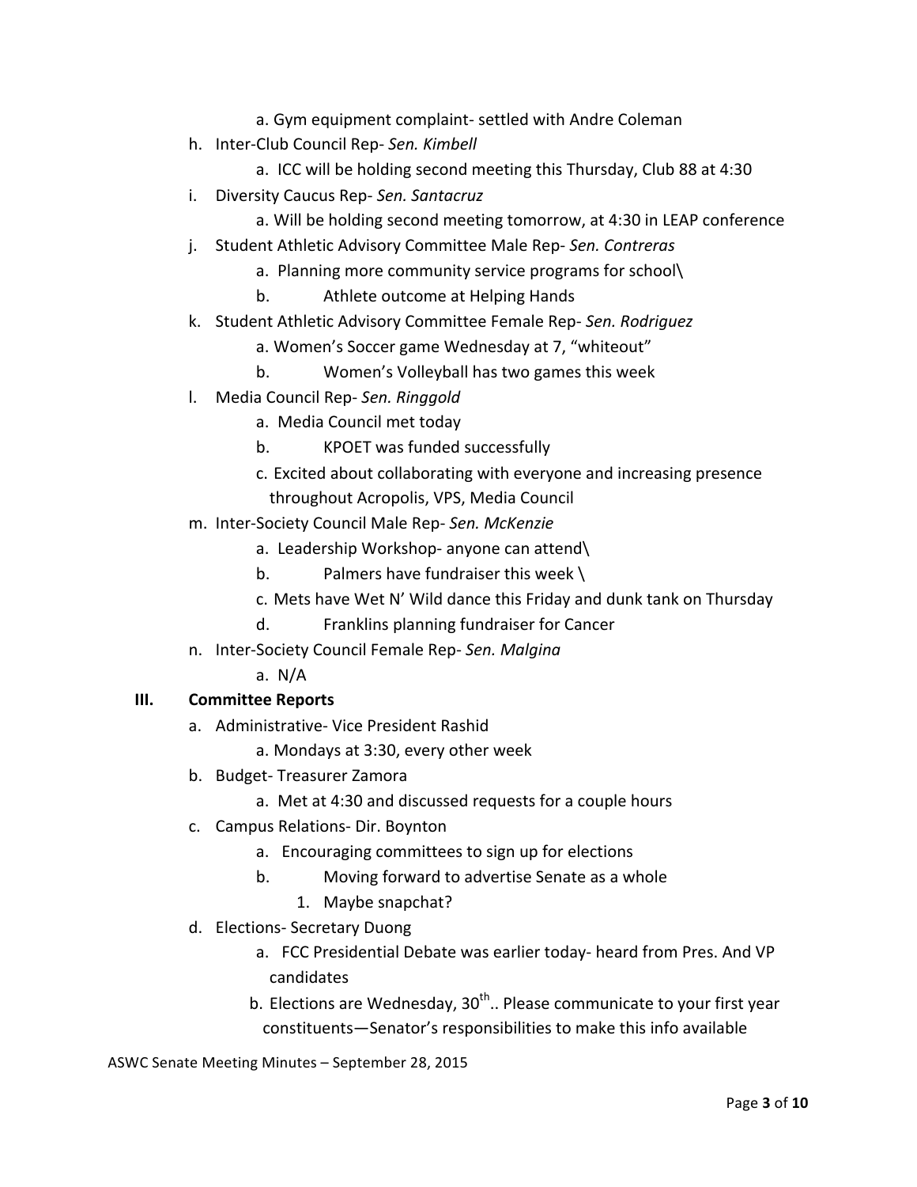a. Gym equipment complaint- settled with Andre Coleman

h. Inter-Club Council Rep- *Sen. Kimbell*
    a. ICC will be holding second meeting this Thursday, Club 88 at 4:30

i. Diversity Caucus Rep- *Sen. Santacruz*
    a. Will be holding second meeting tomorrow, at 4:30 in LEAP conference

j. Student Athletic Advisory Committee Male Rep- *Sen. Contreras*
    a. Planning more community service programs for school\
    b. Athlete outcome at Helping Hands

k. Student Athletic Advisory Committee Female Rep- *Sen. Rodriguez*
    a. Women's Soccer game Wednesday at 7, "whiteout"
    b. Women's Volleyball has two games this week

l. Media Council Rep- *Sen. Ringgold*
    a. Media Council met today
    b. KPOET was funded successfully
    c. Excited about collaborating with everyone and increasing presence throughout Acropolis, VPS, Media Council

m. Inter-Society Council Male Rep- *Sen. McKenzie*
    a. Leadership Workshop- anyone can attend\
    b. Palmers have fundraiser this week \
    c. Mets have Wet N' Wild dance this Friday and dunk tank on Thursday
    d. Franklins planning fundraiser for Cancer

n. Inter-Society Council Female Rep- *Sen. Malgina*
    a. N/A

## III. Committee Reports

a. Administrative- Vice President Rashid
    a. Mondays at 3:30, every other week

b. Budget- Treasurer Zamora
    a. Met at 4:30 and discussed requests for a couple hours

c. Campus Relations- Dir. Boynton
    a. Encouraging committees to sign up for elections
    b. Moving forward to advertise Senate as a whole
        1. Maybe snapchat?

d. Elections- Secretary Duong
    a. FCC Presidential Debate was earlier today- heard from Pres. And VP candidates
    b. Elections are Wednesday, 30th.. Please communicate to your first year constituents—Senator's responsibilities to make this info available

ASWC Senate Meeting Minutes – September 28, 2015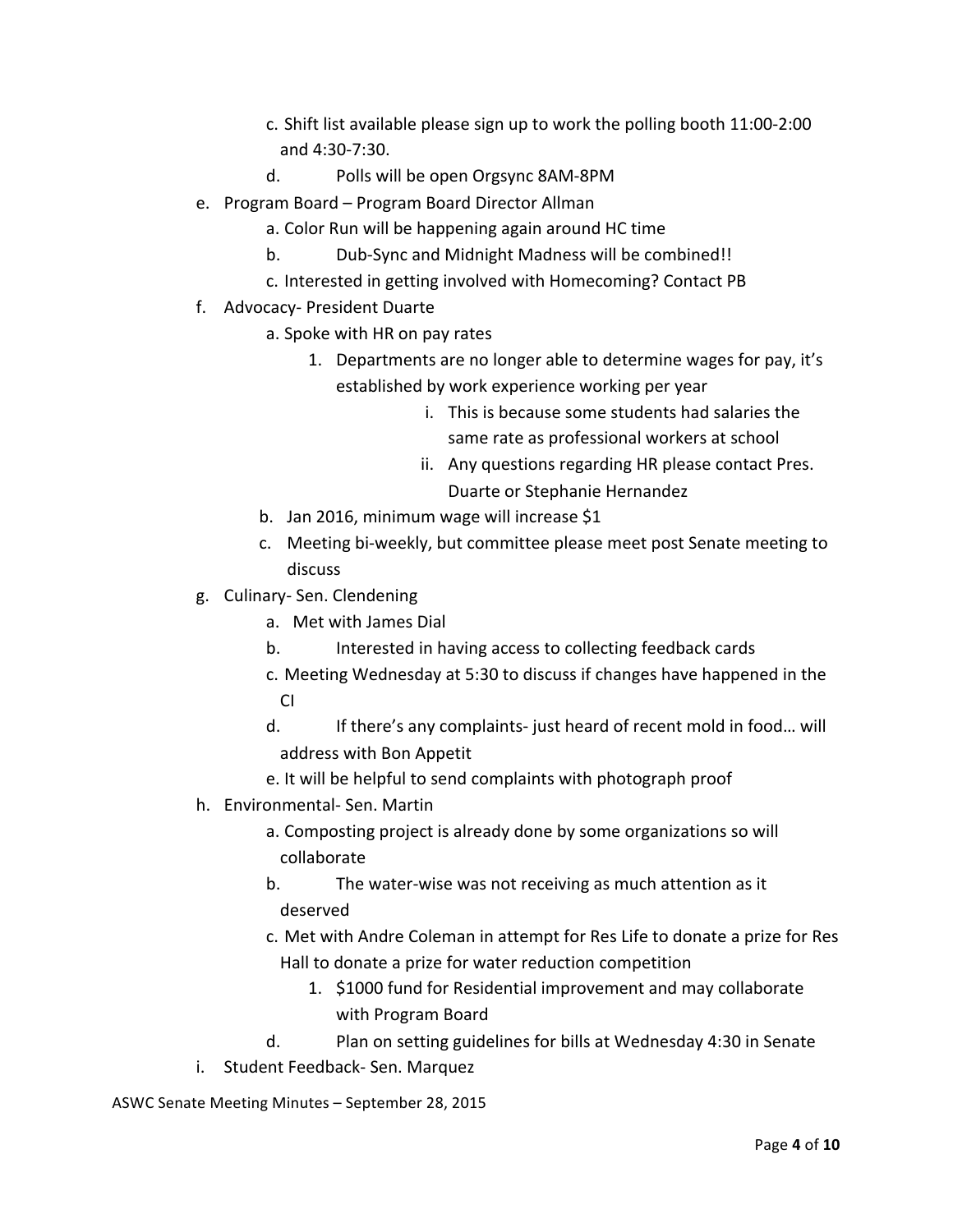c. Shift list available please sign up to work the polling booth 11:00-2:00 and 4:30-7:30.
   d. Polls will be open Orgsync 8AM-8PM

e. Program Board – Program Board Director Allman
   a. Color Run will be happening again around HC time
   b. Dub-Sync and Midnight Madness will be combined!!
   c. Interested in getting involved with Homecoming? Contact PB

f. Advocacy- President Duarte
   a. Spoke with HR on pay rates
      1. Departments are no longer able to determine wages for pay, it's established by work experience working per year
         i. This is because some students had salaries the same rate as professional workers at school
         ii. Any questions regarding HR please contact Pres. Duarte or Stephanie Hernandez
   b. Jan 2016, minimum wage will increase $1
   c. Meeting bi-weekly, but committee please meet post Senate meeting to discuss

g. Culinary- Sen. Clendening
   a. Met with James Dial
   b. Interested in having access to collecting feedback cards
   c. Meeting Wednesday at 5:30 to discuss if changes have happened in the CI
   d. If there's any complaints- just heard of recent mold in food… will address with Bon Appetit
   e. It will be helpful to send complaints with photograph proof

h. Environmental- Sen. Martin
   a. Composting project is already done by some organizations so will collaborate
   b. The water-wise was not receiving as much attention as it deserved
   c. Met with Andre Coleman in attempt for Res Life to donate a prize for Res Hall to donate a prize for water reduction competition
      1. $1000 fund for Residential improvement and may collaborate with Program Board
   d. Plan on setting guidelines for bills at Wednesday 4:30 in Senate

i. Student Feedback- Sen. Marquez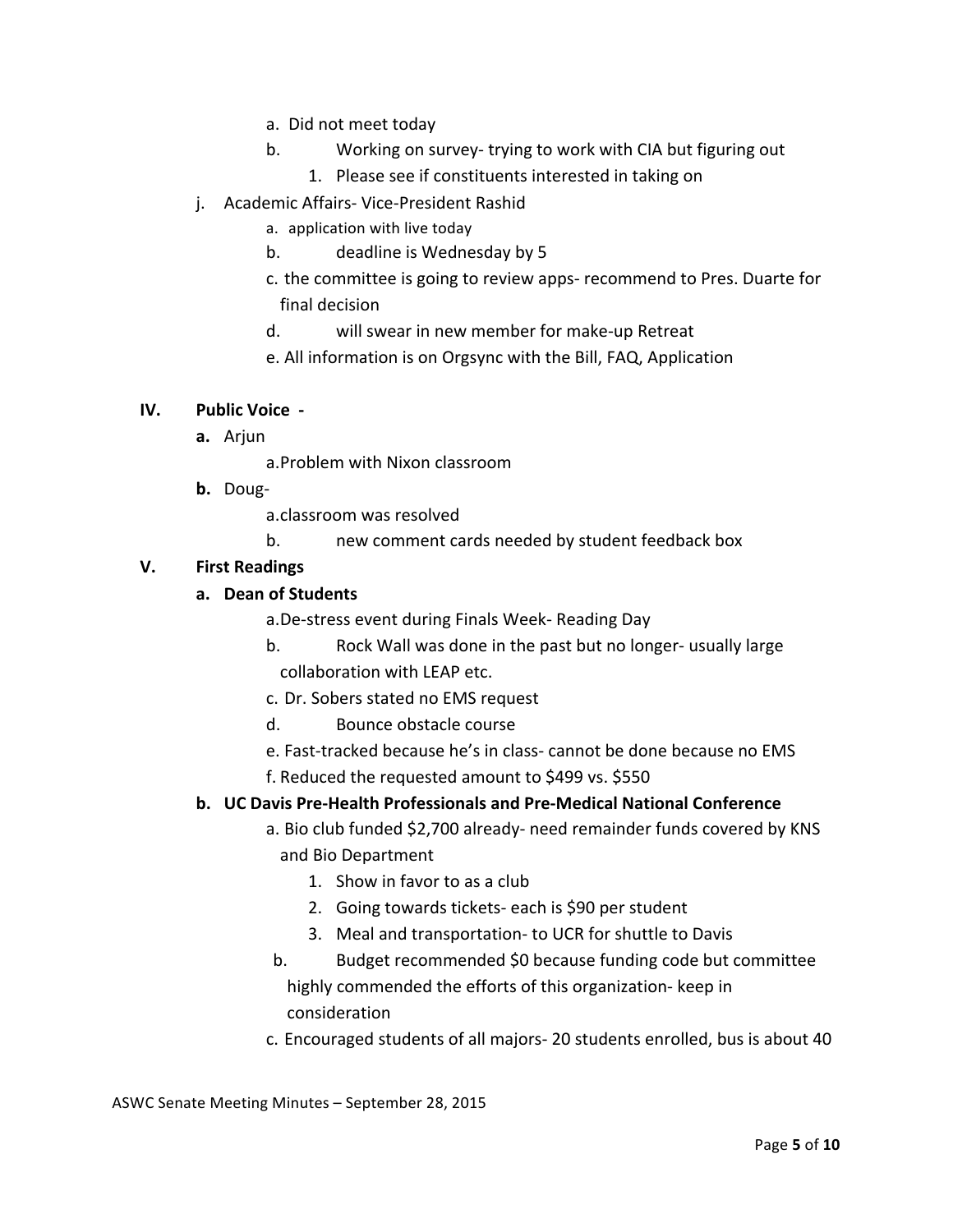- a. Did not meet today
- b. Working on survey- trying to work with CIA but figuring out
  1. Please see if constituents interested in taking on

j. Academic Affairs- Vice-President Rashid

- a. application with live today
- b. deadline is Wednesday by 5
- c. the committee is going to review apps- recommend to Pres. Duarte for final decision
- d. will swear in new member for make-up Retreat
- e. All information is on Orgsync with the Bill, FAQ, Application

## IV. Public Voice -

**a.** Arjun

- a. Problem with Nixon classroom

**b.** Doug-

- a. classroom was resolved
- b. new comment cards needed by student feedback box

## V. First Readings

### a. Dean of Students

- a. De-stress event during Finals Week- Reading Day
- b. Rock Wall was done in the past but no longer- usually large collaboration with LEAP etc.
- c. Dr. Sobers stated no EMS request
- d. Bounce obstacle course
- e. Fast-tracked because he's in class- cannot be done because no EMS
- f. Reduced the requested amount to $499 vs. $550

### b. UC Davis Pre-Health Professionals and Pre-Medical National Conference

- a. Bio club funded $2,700 already- need remainder funds covered by KNS and Bio Department
  1. Show in favor to as a club
  2. Going towards tickets- each is $90 per student
  3. Meal and transportation- to UCR for shuttle to Davis
- b. Budget recommended $0 because funding code but committee highly commended the efforts of this organization- keep in consideration
- c. Encouraged students of all majors- 20 students enrolled, bus is about 40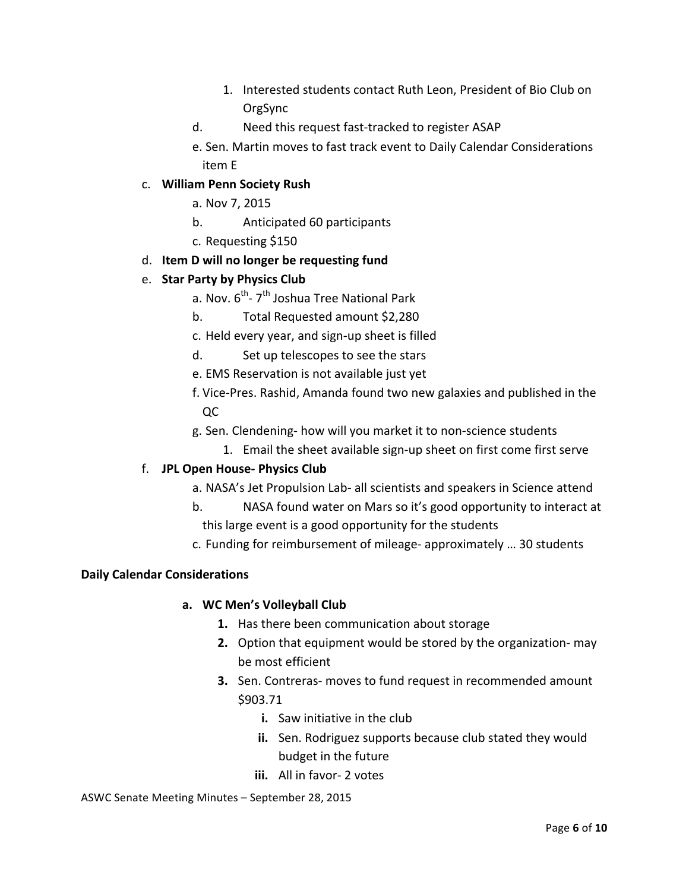1. Interested students contact Ruth Leon, President of Bio Club on OrgSync

d. Need this request fast-tracked to register ASAP

e. Sen. Martin moves to fast track event to Daily Calendar Considerations item E

c. **William Penn Society Rush**
   - a. Nov 7, 2015
   - b. Anticipated 60 participants
   - c. Requesting $150

d. **Item D will no longer be requesting fund**

e. **Star Party by Physics Club**
   - a. Nov. 6th- 7th Joshua Tree National Park
   - b. Total Requested amount $2,280
   - c. Held every year, and sign-up sheet is filled
   - d. Set up telescopes to see the stars
   - e. EMS Reservation is not available just yet
   - f. Vice-Pres. Rashid, Amanda found two new galaxies and published in the QC
   - g. Sen. Clendening- how will you market it to non-science students
     1. Email the sheet available sign-up sheet on first come first serve

f. **JPL Open House- Physics Club**
   - a. NASA's Jet Propulsion Lab- all scientists and speakers in Science attend
   - b. NASA found water on Mars so it's good opportunity to interact at this large event is a good opportunity for the students
   - c. Funding for reimbursement of mileage- approximately … 30 students

**Daily Calendar Considerations**

**a. WC Men's Volleyball Club**

1. Has there been communication about storage
2. Option that equipment would be stored by the organization- may be most efficient
3. Sen. Contreras- moves to fund request in recommended amount $903.71
   - **i.** Saw initiative in the club
   - **ii.** Sen. Rodriguez supports because club stated they would budget in the future
   - **iii.** All in favor- 2 votes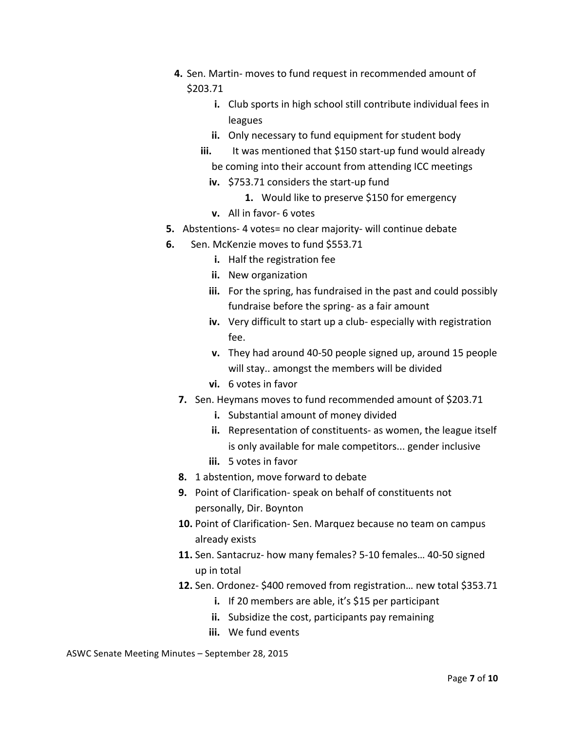4. Sen. Martin- moves to fund request in recommended amount of $203.71
    i. Club sports in high school still contribute individual fees in leagues
    ii. Only necessary to fund equipment for student body
    iii. It was mentioned that $150 start-up fund would already be coming into their account from attending ICC meetings
    iv. $753.71 considers the start-up fund
        1. Would like to preserve $150 for emergency
    v. All in favor- 6 votes
5. Abstentions- 4 votes= no clear majority- will continue debate
6. Sen. McKenzie moves to fund $553.71
    i. Half the registration fee
    ii. New organization
    iii. For the spring, has fundraised in the past and could possibly fundraise before the spring- as a fair amount
    iv. Very difficult to start up a club- especially with registration fee.
    v. They had around 40-50 people signed up, around 15 people will stay.. amongst the members will be divided
    vi. 6 votes in favor
7. Sen. Heymans moves to fund recommended amount of $203.71
    i. Substantial amount of money divided
    ii. Representation of constituents- as women, the league itself is only available for male competitors... gender inclusive
    iii. 5 votes in favor
8. 1 abstention, move forward to debate
9. Point of Clarification- speak on behalf of constituents not personally, Dir. Boynton
10. Point of Clarification- Sen. Marquez because no team on campus already exists
11. Sen. Santacruz- how many females? 5-10 females… 40-50 signed up in total
12. Sen. Ordonez- $400 removed from registration… new total $353.71
    i. If 20 members are able, it's $15 per participant
    ii. Subsidize the cost, participants pay remaining
    iii. We fund events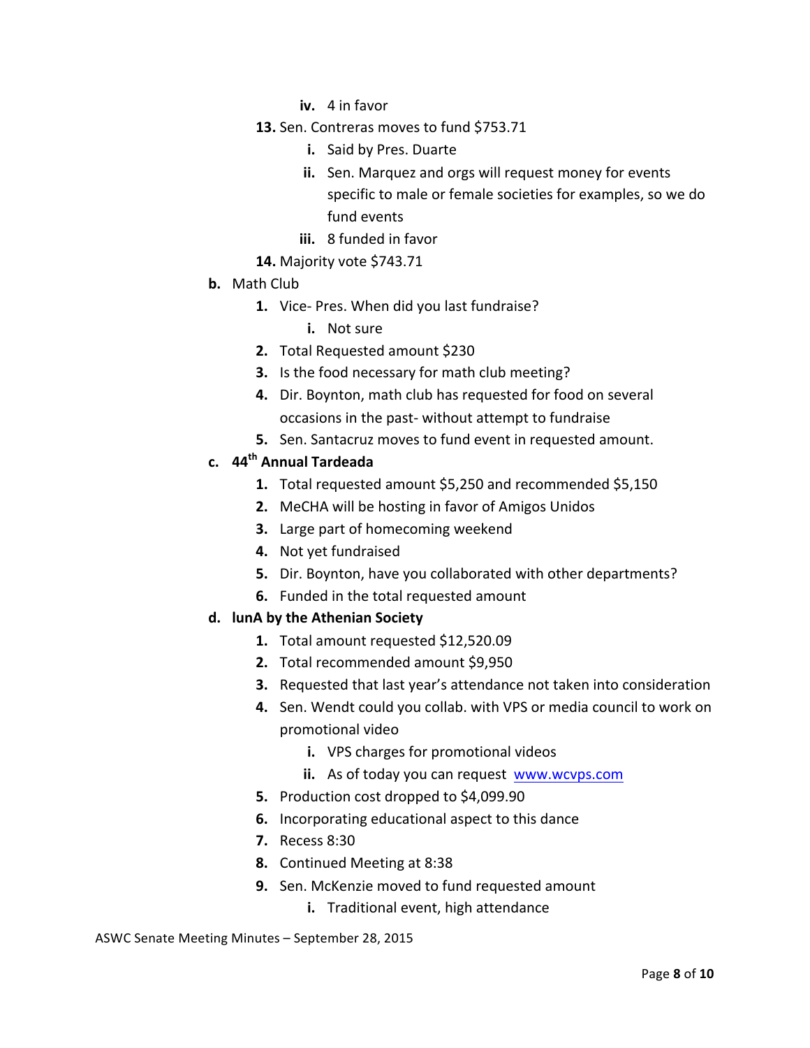iv. 4 in favor

    13. Sen. Contreras moves to fund $753.71
        i. Said by Pres. Duarte
        ii. Sen. Marquez and orgs will request money for events specific to male or female societies for examples, so we do fund events
        iii. 8 funded in favor
    14. Majority vote $743.71

b. Math Club
    1. Vice- Pres. When did you last fundraise?
        i. Not sure
    2. Total Requested amount $230
    3. Is the food necessary for math club meeting?
    4. Dir. Boynton, math club has requested for food on several occasions in the past- without attempt to fundraise
    5. Sen. Santacruz moves to fund event in requested amount.

c. **44th Annual Tardeada**
    1. Total requested amount $5,250 and recommended $5,150
    2. MeCHA will be hosting in favor of Amigos Unidos
    3. Large part of homecoming weekend
    4. Not yet fundraised
    5. Dir. Boynton, have you collaborated with other departments?
    6. Funded in the total requested amount

d. **lunA by the Athenian Society**
    1. Total amount requested $12,520.09
    2. Total recommended amount $9,950
    3. Requested that last year's attendance not taken into consideration
    4. Sen. Wendt could you collab. with VPS or media council to work on promotional video
        i. VPS charges for promotional videos
        ii. As of today you can request www.wcvps.com
    5. Production cost dropped to $4,099.90
    6. Incorporating educational aspect to this dance
    7. Recess 8:30
    8. Continued Meeting at 8:38
    9. Sen. McKenzie moved to fund requested amount
        i. Traditional event, high attendance

ASWC Senate Meeting Minutes – September 28, 2015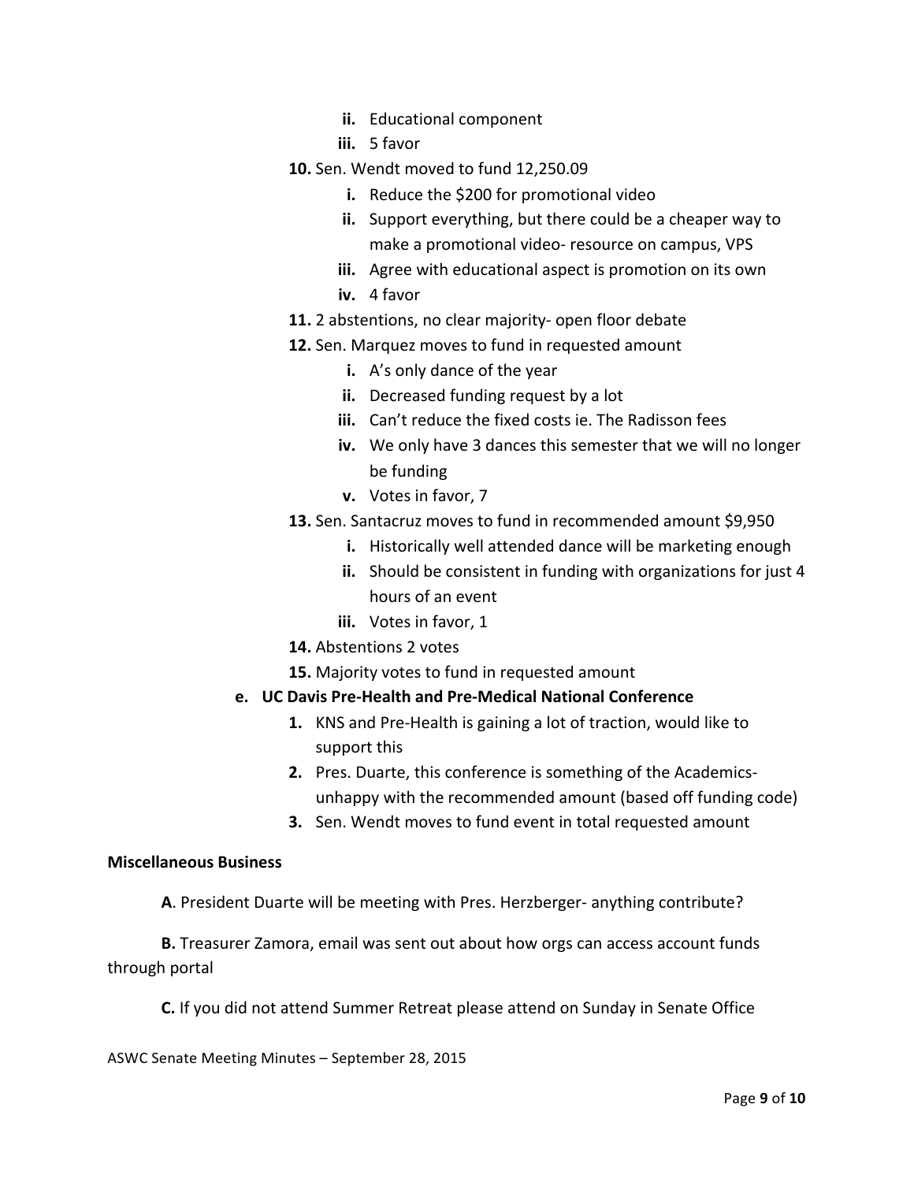ii. Educational component
   iii. 5 favor
10. Sen. Wendt moved to fund 12,250.09
   i. Reduce the $200 for promotional video
   ii. Support everything, but there could be a cheaper way to make a promotional video- resource on campus, VPS
   iii. Agree with educational aspect is promotion on its own
   iv. 4 favor
11. 2 abstentions, no clear majority- open floor debate
12. Sen. Marquez moves to fund in requested amount
   i. A's only dance of the year
   ii. Decreased funding request by a lot
   iii. Can't reduce the fixed costs ie. The Radisson fees
   iv. We only have 3 dances this semester that we will no longer be funding
   v. Votes in favor, 7
13. Sen. Santacruz moves to fund in recommended amount $9,950
   i. Historically well attended dance will be marketing enough
   ii. Should be consistent in funding with organizations for just 4 hours of an event
   iii. Votes in favor, 1
14. Abstentions 2 votes
15. Majority votes to fund in requested amount

**e. UC Davis Pre-Health and Pre-Medical National Conference**

1. KNS and Pre-Health is gaining a lot of traction, would like to support this
2. Pres. Duarte, this conference is something of the Academics- unhappy with the recommended amount (based off funding code)
3. Sen. Wendt moves to fund event in total requested amount

**Miscellaneous Business**

**A**. President Duarte will be meeting with Pres. Herzberger- anything contribute?

**B.** Treasurer Zamora, email was sent out about how orgs can access account funds through portal

**C.** If you did not attend Summer Retreat please attend on Sunday in Senate Office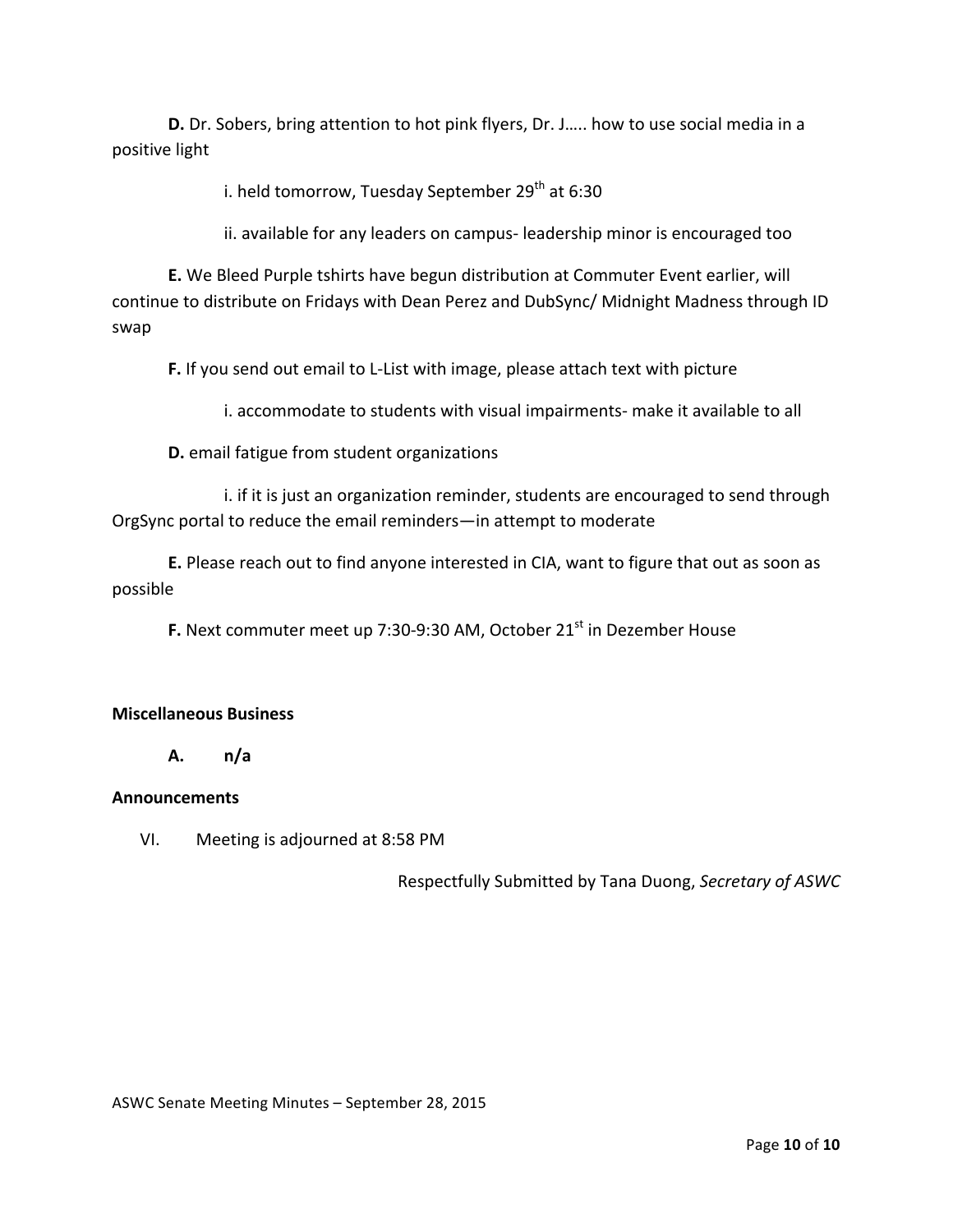**D.** Dr. Sobers, bring attention to hot pink flyers, Dr. J….. how to use social media in a positive light

i. held tomorrow, Tuesday September 29th at 6:30

ii. available for any leaders on campus- leadership minor is encouraged too

**E.** We Bleed Purple tshirts have begun distribution at Commuter Event earlier, will continue to distribute on Fridays with Dean Perez and DubSync/ Midnight Madness through ID swap

**F.** If you send out email to L-List with image, please attach text with picture

i. accommodate to students with visual impairments- make it available to all

**D.** email fatigue from student organizations

i. if it is just an organization reminder, students are encouraged to send through OrgSync portal to reduce the email reminders—in attempt to moderate

**E.** Please reach out to find anyone interested in CIA, want to figure that out as soon as possible

**F.** Next commuter meet up 7:30-9:30 AM, October 21st in Dezember House

**Miscellaneous Business**

**A. n/a**

**Announcements**

VI. Meeting is adjourned at 8:58 PM

Respectfully Submitted by Tana Duong, *Secretary of ASWC*